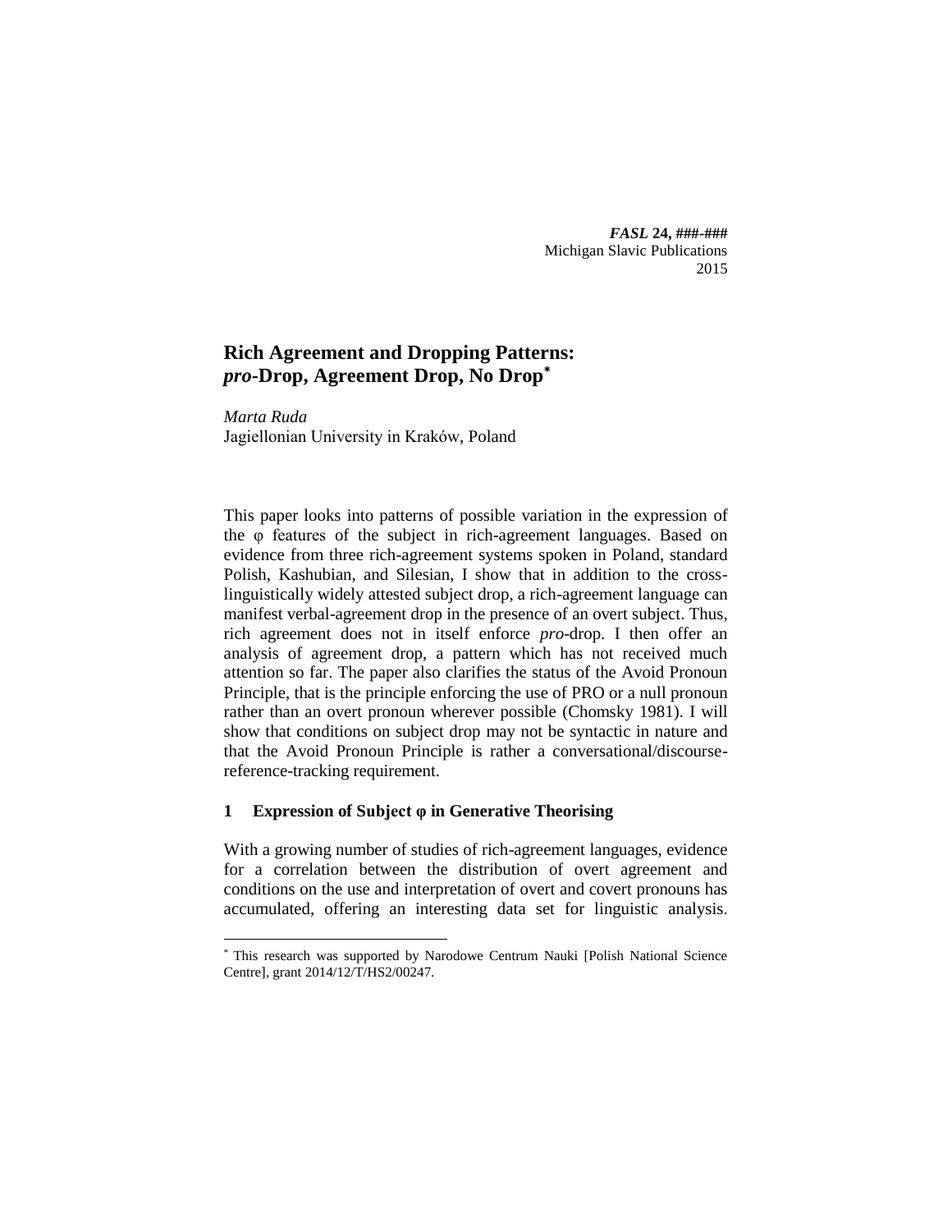# Rich Agreement and Dropping Patterns: *pro*-Drop, Agreement Drop, No Drop[*]

*Marta Ruda*
Jagiellonian University in Kraków, Poland

This paper looks into patterns of possible variation in the expression of the φ features of the subject in rich-agreement languages. Based on evidence from three rich-agreement systems spoken in Poland, standard Polish, Kashubian, and Silesian, I show that in addition to the cross-linguistically widely attested subject drop, a rich-agreement language can manifest verbal-agreement drop in the presence of an overt subject. Thus, rich agreement does not in itself enforce *pro*-drop. I then offer an analysis of agreement drop, a pattern which has not received much attention so far. The paper also clarifies the status of the Avoid Pronoun Principle, that is the principle enforcing the use of PRO or a null pronoun rather than an overt pronoun wherever possible (Chomsky 1981). I will show that conditions on subject drop may not be syntactic in nature and that the Avoid Pronoun Principle is rather a conversational/discourse-reference-tracking requirement.

## 1 Expression of Subject φ in Generative Theorising

With a growing number of studies of rich-agreement languages, evidence for a correlation between the distribution of overt agreement and conditions on the use and interpretation of overt and covert pronouns has accumulated, offering an interesting data set for linguistic analysis.

---

[*] This research was supported by Narodowe Centrum Nauki [Polish National Science Centre], grant 2014/12/T/HS2/00247.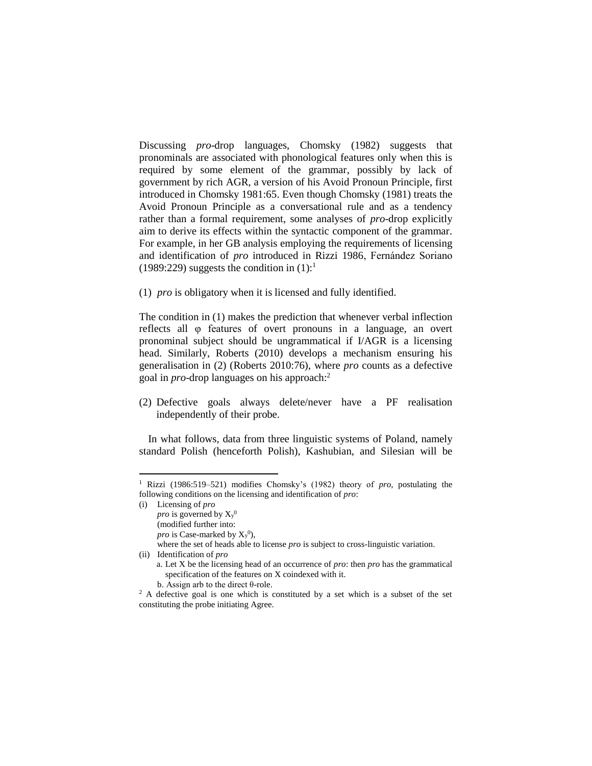Discussing *pro*-drop languages, Chomsky (1982) suggests that pronominals are associated with phonological features only when this is required by some element of the grammar, possibly by lack of government by rich AGR, a version of his Avoid Pronoun Principle, first introduced in Chomsky 1981:65. Even though Chomsky (1981) treats the Avoid Pronoun Principle as a conversational rule and as a tendency rather than a formal requirement, some analyses of *pro*-drop explicitly aim to derive its effects within the syntactic component of the grammar. For example, in her GB analysis employing the requirements of licensing and identification of *pro* introduced in Rizzi 1986, Fernández Soriano (1989:229) suggests the condition in (1):[1]

(1) *pro* is obligatory when it is licensed and fully identified.

The condition in (1) makes the prediction that whenever verbal inflection reflects all φ features of overt pronouns in a language, an overt pronominal subject should be ungrammatical if I/AGR is a licensing head. Similarly, Roberts (2010) develops a mechanism ensuring his generalisation in (2) (Roberts 2010:76), where *pro* counts as a defective goal in *pro*-drop languages on his approach:[2]

(2) Defective goals always delete/never have a PF realisation independently of their probe.

In what follows, data from three linguistic systems of Poland, namely standard Polish (henceforth Polish), Kashubian, and Silesian will be

---

[1] Rizzi (1986:519–521) modifies Chomsky's (1982) theory of *pro*, postulating the following conditions on the licensing and identification of *pro*:

(i) Licensing of *pro*
*pro* is governed by $X_y^0$
(modified further into:
*pro* is Case-marked by $X_y^0$),
where the set of heads able to license *pro* is subject to cross-linguistic variation.

(ii) Identification of *pro*
a. Let X be the licensing head of an occurrence of *pro*: then *pro* has the grammatical specification of the features on X coindexed with it.
b. Assign arb to the direct θ-role.

[2] A defective goal is one which is constituted by a set which is a subset of the set constituting the probe initiating Agree.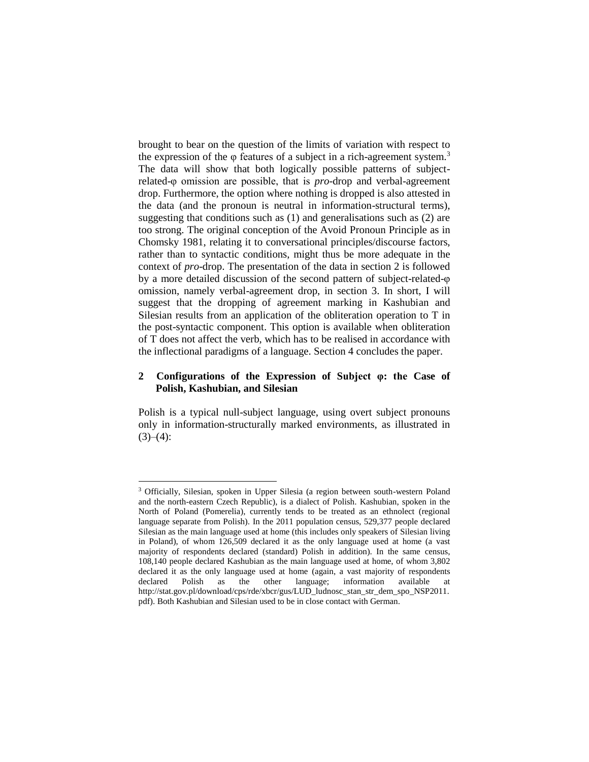brought to bear on the question of the limits of variation with respect to the expression of the φ features of a subject in a rich-agreement system.[3] The data will show that both logically possible patterns of subject-related-φ omission are possible, that is *pro*-drop and verbal-agreement drop. Furthermore, the option where nothing is dropped is also attested in the data (and the pronoun is neutral in information-structural terms), suggesting that conditions such as (1) and generalisations such as (2) are too strong. The original conception of the Avoid Pronoun Principle as in Chomsky 1981, relating it to conversational principles/discourse factors, rather than to syntactic conditions, might thus be more adequate in the context of *pro*-drop. The presentation of the data in section 2 is followed by a more detailed discussion of the second pattern of subject-related-φ omission, namely verbal-agreement drop, in section 3. In short, I will suggest that the dropping of agreement marking in Kashubian and Silesian results from an application of the obliteration operation to T in the post-syntactic component. This option is available when obliteration of T does not affect the verb, which has to be realised in accordance with the inflectional paradigms of a language. Section 4 concludes the paper.

## 2 Configurations of the Expression of Subject φ: the Case of Polish, Kashubian, and Silesian

Polish is a typical null-subject language, using overt subject pronouns only in information-structurally marked environments, as illustrated in (3)–(4):

---

[3] Officially, Silesian, spoken in Upper Silesia (a region between south-western Poland and the north-eastern Czech Republic), is a dialect of Polish. Kashubian, spoken in the North of Poland (Pomerelia), currently tends to be treated as an ethnolect (regional language separate from Polish). In the 2011 population census, 529,377 people declared Silesian as the main language used at home (this includes only speakers of Silesian living in Poland), of whom 126,509 declared it as the only language used at home (a vast majority of respondents declared (standard) Polish in addition). In the same census, 108,140 people declared Kashubian as the main language used at home, of whom 3,802 declared it as the only language used at home (again, a vast majority of respondents declared Polish as the other language; information available at http://stat.gov.pl/download/cps/rde/xbcr/gus/LUD_ludnosc_stan_str_dem_spo_NSP2011.pdf). Both Kashubian and Silesian used to be in close contact with German.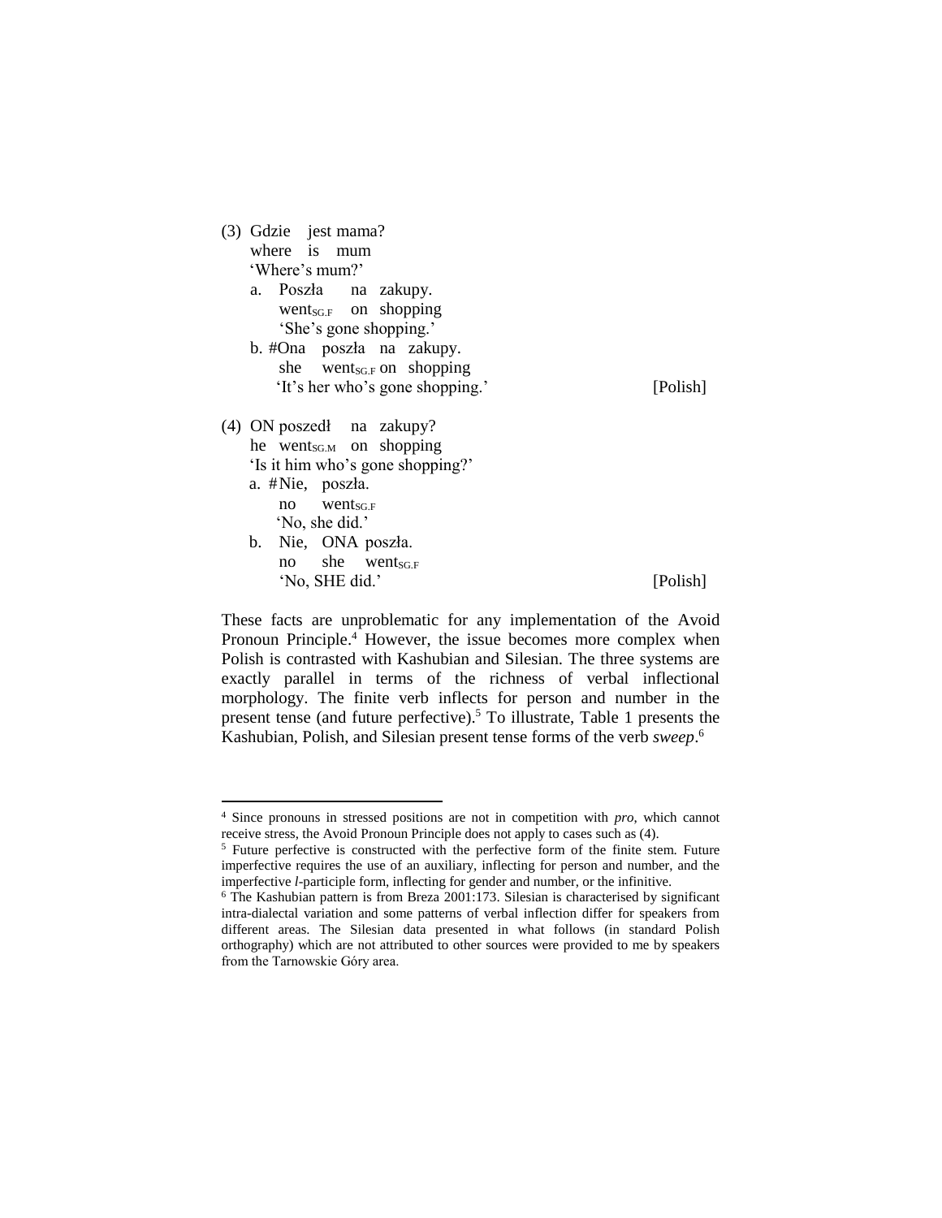(3) Gdzie jest mama?
    where is mum
    'Where's mum?'
  a. Poszła na zakupy.
     went$_{SG.F}$ on shopping
     'She's gone shopping.'
  b. #Ona poszła na zakupy.
     she went$_{SG.F}$ on shopping
     'It's her who's gone shopping.' [Polish]

(4) ON poszedł na zakupy?
    he went$_{SG.M}$ on shopping
    'Is it him who's gone shopping?'
  a. #Nie, poszła.
     no went$_{SG.F}$
     'No, she did.'
  b. Nie, ONA poszła.
     no she went$_{SG.F}$
     'No, SHE did.' [Polish]

These facts are unproblematic for any implementation of the Avoid Pronoun Principle.[4] However, the issue becomes more complex when Polish is contrasted with Kashubian and Silesian. The three systems are exactly parallel in terms of the richness of verbal inflectional morphology. The finite verb inflects for person and number in the present tense (and future perfective).[5] To illustrate, Table 1 presents the Kashubian, Polish, and Silesian present tense forms of the verb *sweep*.[6]

---

[4] Since pronouns in stressed positions are not in competition with *pro*, which cannot receive stress, the Avoid Pronoun Principle does not apply to cases such as (4).

[5] Future perfective is constructed with the perfective form of the finite stem. Future imperfective requires the use of an auxiliary, inflecting for person and number, and the imperfective *l*-participle form, inflecting for gender and number, or the infinitive.

[6] The Kashubian pattern is from Breza 2001:173. Silesian is characterised by significant intra-dialectal variation and some patterns of verbal inflection differ for speakers from different areas. The Silesian data presented in what follows (in standard Polish orthography) which are not attributed to other sources were provided to me by speakers from the Tarnowskie Góry area.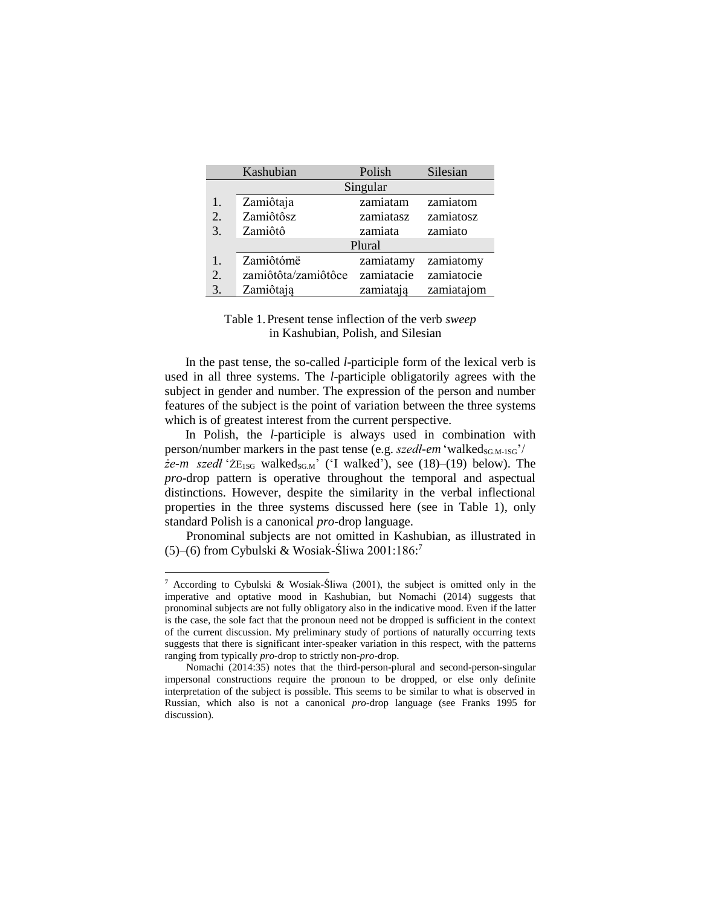| | Kashubian | Polish | Silesian |
|---|---|---|---|
| | Singular | | |
| 1. | Zamiôtaja | zamiatam | zamiatom |
| 2. | Zamiôtôsz | zamiatasz | zamiatosz |
| 3. | Zamiôtô | zamiata | zamiato |
| | Plural | | |
| 1. | Zamiôtómë | zamiatamy | zamiatomy |
| 2. | zamiôtôta/zamiôtôce | zamiatacie | zamiatocie |
| 3. | Zamiôtają | zamiatają | zamiatajom |

Table 1. Present tense inflection of the verb *sweep* in Kashubian, Polish, and Silesian

In the past tense, the so-called *l*-participle form of the lexical verb is used in all three systems. The *l*-participle obligatorily agrees with the subject in gender and number. The expression of the person and number features of the subject is the point of variation between the three systems which is of greatest interest from the current perspective.

In Polish, the *l*-participle is always used in combination with person/number markers in the past tense (e.g. *szedł-em* 'walked$_{\text{SG.M-1SG}}$'/ *że-m szedł* 'ŻE$_{\text{1SG}}$ walked$_{\text{SG.M}}$' ('I walked'), see (18)–(19) below). The *pro*-drop pattern is operative throughout the temporal and aspectual distinctions. However, despite the similarity in the verbal inflectional properties in the three systems discussed here (see in Table 1), only standard Polish is a canonical *pro*-drop language.

Pronominal subjects are not omitted in Kashubian, as illustrated in (5)–(6) from Cybulski & Wosiak-Śliwa 2001:186:[7]

---

[7] According to Cybulski & Wosiak-Śliwa (2001), the subject is omitted only in the imperative and optative mood in Kashubian, but Nomachi (2014) suggests that pronominal subjects are not fully obligatory also in the indicative mood. Even if the latter is the case, the sole fact that the pronoun need not be dropped is sufficient in the context of the current discussion. My preliminary study of portions of naturally occurring texts suggests that there is significant inter-speaker variation in this respect, with the patterns ranging from typically *pro*-drop to strictly non-*pro*-drop.

Nomachi (2014:35) notes that the third-person-plural and second-person-singular impersonal constructions require the pronoun to be dropped, or else only definite interpretation of the subject is possible. This seems to be similar to what is observed in Russian, which also is not a canonical *pro*-drop language (see Franks 1995 for discussion).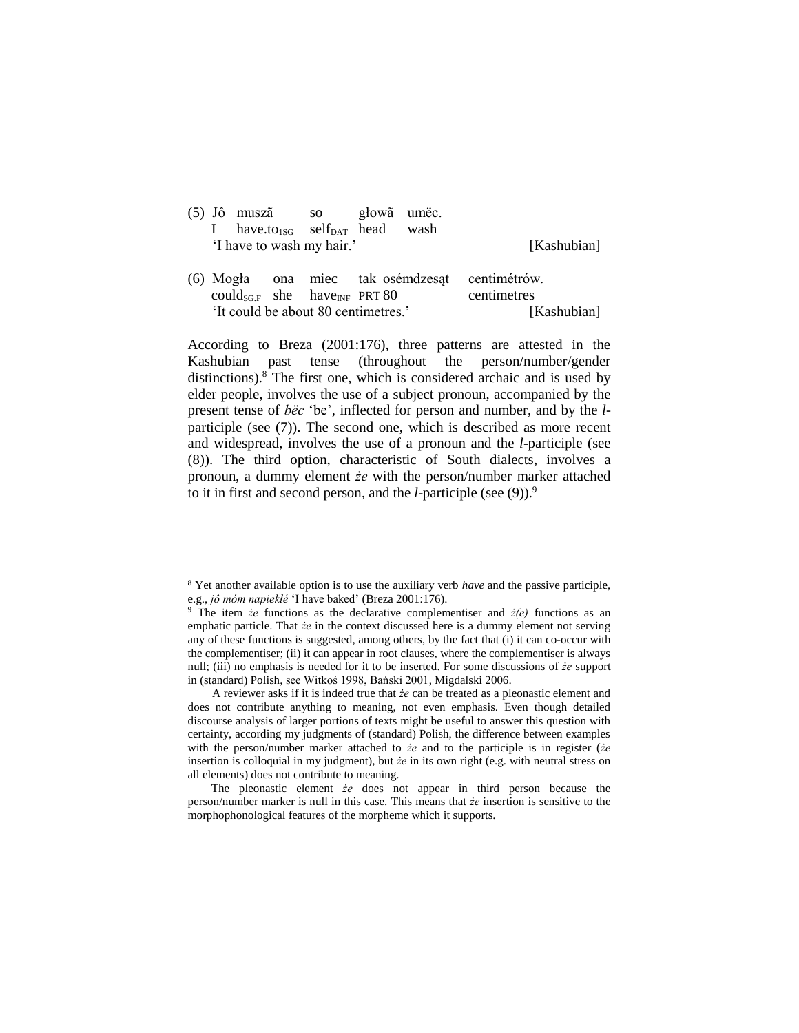(5) Jô muszã so głowã umëc.
    I have.to$_{1SG}$ self$_{DAT}$ head wash
    'I have to wash my hair.' [Kashubian]

(6) Mogła ona miec tak osémdzesąt centimétrów.
    could$_{SG.F}$ she have$_{INF}$ PRT 80 centimetres
    'It could be about 80 centimetres.' [Kashubian]

According to Breza (2001:176), three patterns are attested in the Kashubian past tense (throughout the person/number/gender distinctions).[8] The first one, which is considered archaic and is used by elder people, involves the use of a subject pronoun, accompanied by the present tense of *bëc* 'be', inflected for person and number, and by the *l*-participle (see (7)). The second one, which is described as more recent and widespread, involves the use of a pronoun and the *l*-participle (see (8)). The third option, characteristic of South dialects, involves a pronoun, a dummy element *że* with the person/number marker attached to it in first and second person, and the *l*-participle (see (9)).[9]

---

[8] Yet another available option is to use the auxiliary verb *have* and the passive participle, e.g., *jô móm napiekłé* 'I have baked' (Breza 2001:176).

[9] The item *że* functions as the declarative complementiser and *ż(e)* functions as an emphatic particle. That *że* in the context discussed here is a dummy element not serving any of these functions is suggested, among others, by the fact that (i) it can co-occur with the complementiser; (ii) it can appear in root clauses, where the complementiser is always null; (iii) no emphasis is needed for it to be inserted. For some discussions of *że* support in (standard) Polish, see Witkoś 1998, Bański 2001, Migdalski 2006.

A reviewer asks if it is indeed true that *że* can be treated as a pleonastic element and does not contribute anything to meaning, not even emphasis. Even though detailed discourse analysis of larger portions of texts might be useful to answer this question with certainty, according my judgments of (standard) Polish, the difference between examples with the person/number marker attached to *że* and to the participle is in register (*że* insertion is colloquial in my judgment), but *że* in its own right (e.g. with neutral stress on all elements) does not contribute to meaning.

The pleonastic element *że* does not appear in third person because the person/number marker is null in this case. This means that *że* insertion is sensitive to the morphophonological features of the morpheme which it supports.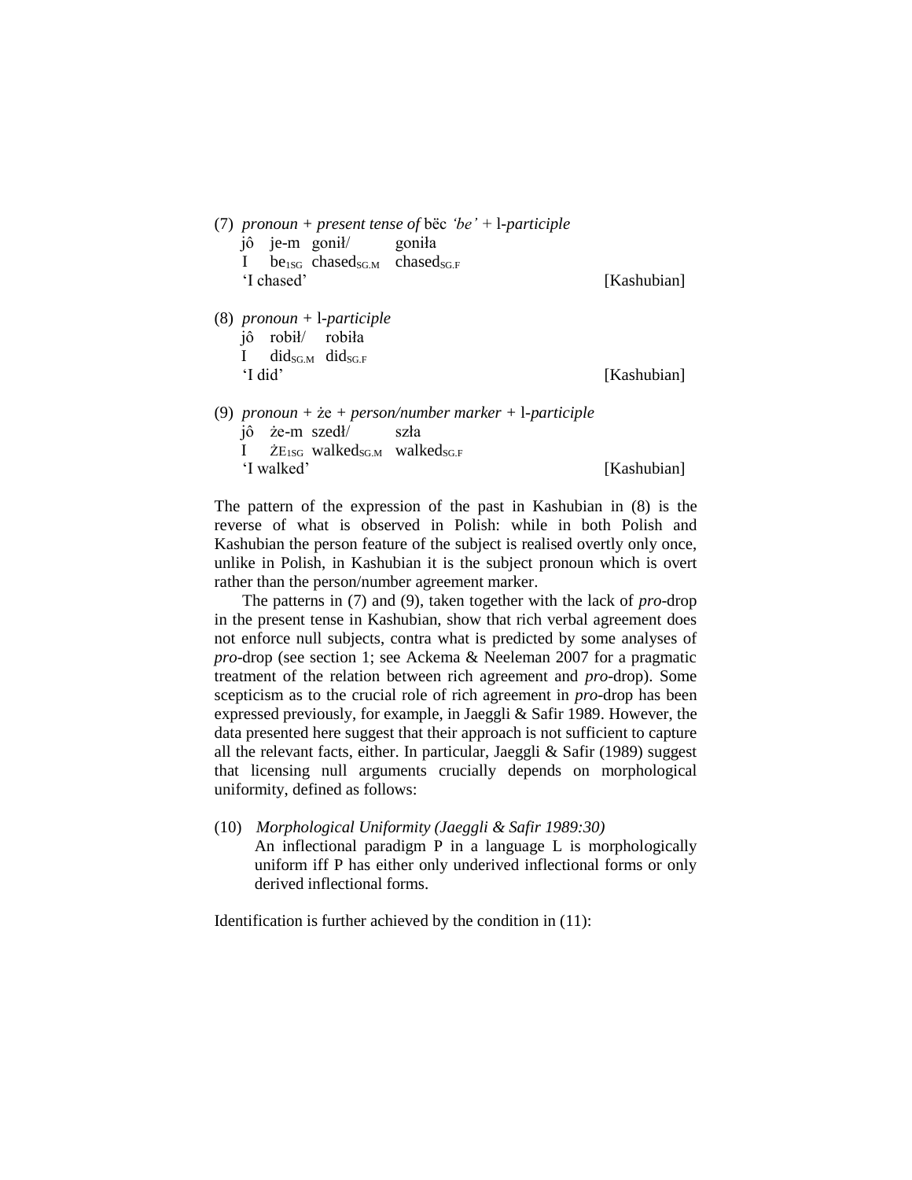(7) *pronoun* + *present tense of* bëc *'be'* + l-*participle*
    jô   je-m   gonił/   goniła
    I   $be_{1SG}$   $chased_{SG.M}$   $chased_{SG.F}$
    'I chased'   [Kashubian]

(8) *pronoun* + l-*participle*
    jô   robił/   robiła
    I   $did_{SG.M}$   $did_{SG.F}$
    'I did'   [Kashubian]

(9) *pronoun* + że + *person/number marker* + l-*participle*
    jô   że-m   szedł/   szła
    I   $ŻE_{1SG}$   $walked_{SG.M}$   $walked_{SG.F}$
    'I walked'   [Kashubian]

The pattern of the expression of the past in Kashubian in (8) is the reverse of what is observed in Polish: while in both Polish and Kashubian the person feature of the subject is realised overtly only once, unlike in Polish, in Kashubian it is the subject pronoun which is overt rather than the person/number agreement marker.

The patterns in (7) and (9), taken together with the lack of *pro*-drop in the present tense in Kashubian, show that rich verbal agreement does not enforce null subjects, contra what is predicted by some analyses of *pro*-drop (see section 1; see Ackema & Neeleman 2007 for a pragmatic treatment of the relation between rich agreement and *pro*-drop). Some scepticism as to the crucial role of rich agreement in *pro*-drop has been expressed previously, for example, in Jaeggli & Safir 1989. However, the data presented here suggest that their approach is not sufficient to capture all the relevant facts, either. In particular, Jaeggli & Safir (1989) suggest that licensing null arguments crucially depends on morphological uniformity, defined as follows:

(10) *Morphological Uniformity (Jaeggli & Safir 1989:30)*
An inflectional paradigm P in a language L is morphologically uniform iff P has either only underived inflectional forms or only derived inflectional forms.

Identification is further achieved by the condition in (11):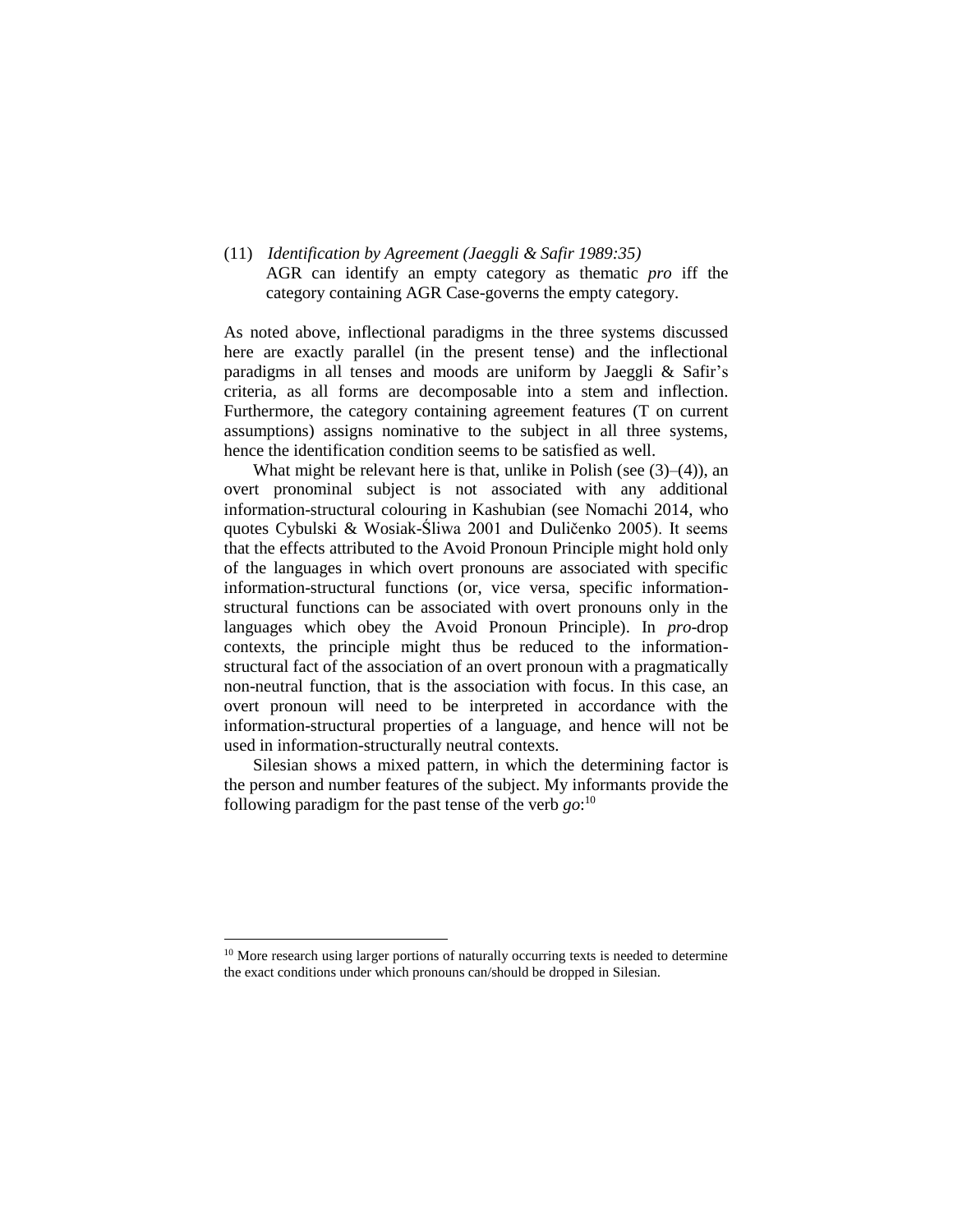(11) *Identification by Agreement (Jaeggli & Safir 1989:35)*
AGR can identify an empty category as thematic *pro* iff the category containing AGR Case-governs the empty category.

As noted above, inflectional paradigms in the three systems discussed here are exactly parallel (in the present tense) and the inflectional paradigms in all tenses and moods are uniform by Jaeggli & Safir's criteria, as all forms are decomposable into a stem and inflection. Furthermore, the category containing agreement features (T on current assumptions) assigns nominative to the subject in all three systems, hence the identification condition seems to be satisfied as well.

What might be relevant here is that, unlike in Polish (see (3)–(4)), an overt pronominal subject is not associated with any additional information-structural colouring in Kashubian (see Nomachi 2014, who quotes Cybulski & Wosiak-Śliwa 2001 and Duličenko 2005). It seems that the effects attributed to the Avoid Pronoun Principle might hold only of the languages in which overt pronouns are associated with specific information-structural functions (or, vice versa, specific information-structural functions can be associated with overt pronouns only in the languages which obey the Avoid Pronoun Principle). In *pro*-drop contexts, the principle might thus be reduced to the information-structural fact of the association of an overt pronoun with a pragmatically non-neutral function, that is the association with focus. In this case, an overt pronoun will need to be interpreted in accordance with the information-structural properties of a language, and hence will not be used in information-structurally neutral contexts.

Silesian shows a mixed pattern, in which the determining factor is the person and number features of the subject. My informants provide the following paradigm for the past tense of the verb *go*:[10]

[10] More research using larger portions of naturally occurring texts is needed to determine the exact conditions under which pronouns can/should be dropped in Silesian.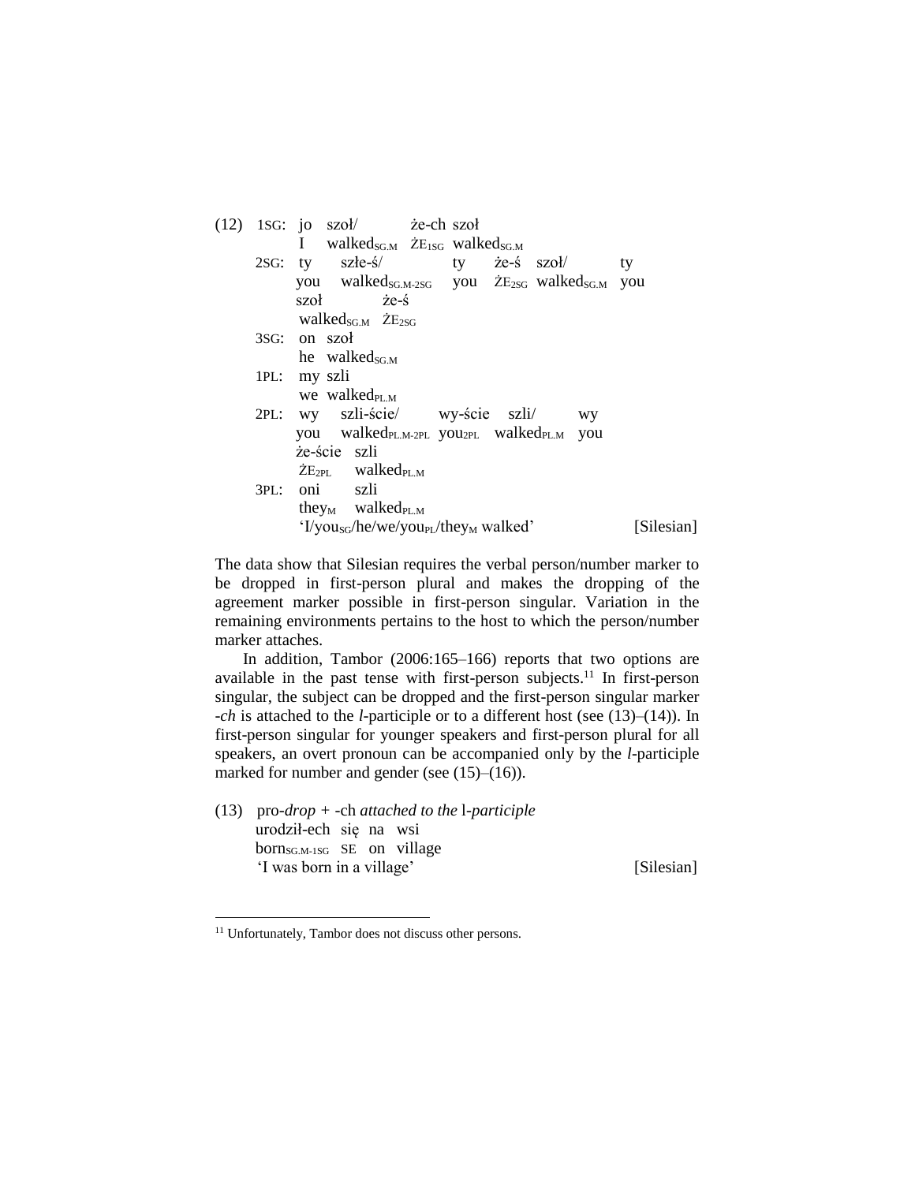(12) 1SG: jo szoł/ że-ch szoł
I walked$_{SG.M}$ ŻE$_{1SG}$ walked$_{SG.M}$

2SG: ty szłe-ś/ ty że-ś szoł/ ty
you walked$_{SG.M-2SG}$ you ŻE$_{2SG}$ walked$_{SG.M}$ you
szoł że-ś
walked$_{SG.M}$ ŻE$_{2SG}$

3SG: on szoł
he walked$_{SG.M}$

1PL: my szli
we walked$_{PL.M}$

2PL: wy szli-ście/ wy-ście szli/ wy
you walked$_{PL.M-2PL}$ you$_{2PL}$ walked$_{PL.M}$ you
że-ście szli
ŻE$_{2PL}$ walked$_{PL.M}$

3PL: oni szli
they$_{M}$ walked$_{PL.M}$
'I/you$_{SG}$/he/we/you$_{PL}$/they$_{M}$ walked' [Silesian]

The data show that Silesian requires the verbal person/number marker to be dropped in first-person plural and makes the dropping of the agreement marker possible in first-person singular. Variation in the remaining environments pertains to the host to which the person/number marker attaches.

In addition, Tambor (2006:165–166) reports that two options are available in the past tense with first-person subjects.[11] In first-person singular, the subject can be dropped and the first-person singular marker *-ch* is attached to the *l*-participle or to a different host (see (13)–(14)). In first-person singular for younger speakers and first-person plural for all speakers, an overt pronoun can be accompanied only by the *l*-participle marked for number and gender (see (15)–(16)).

(13) pro-*drop* + -ch *attached to the* l-*participle*
urodził-ech się na wsi
born$_{SG.M-1SG}$ SE on village
'I was born in a village' [Silesian]

[11] Unfortunately, Tambor does not discuss other persons.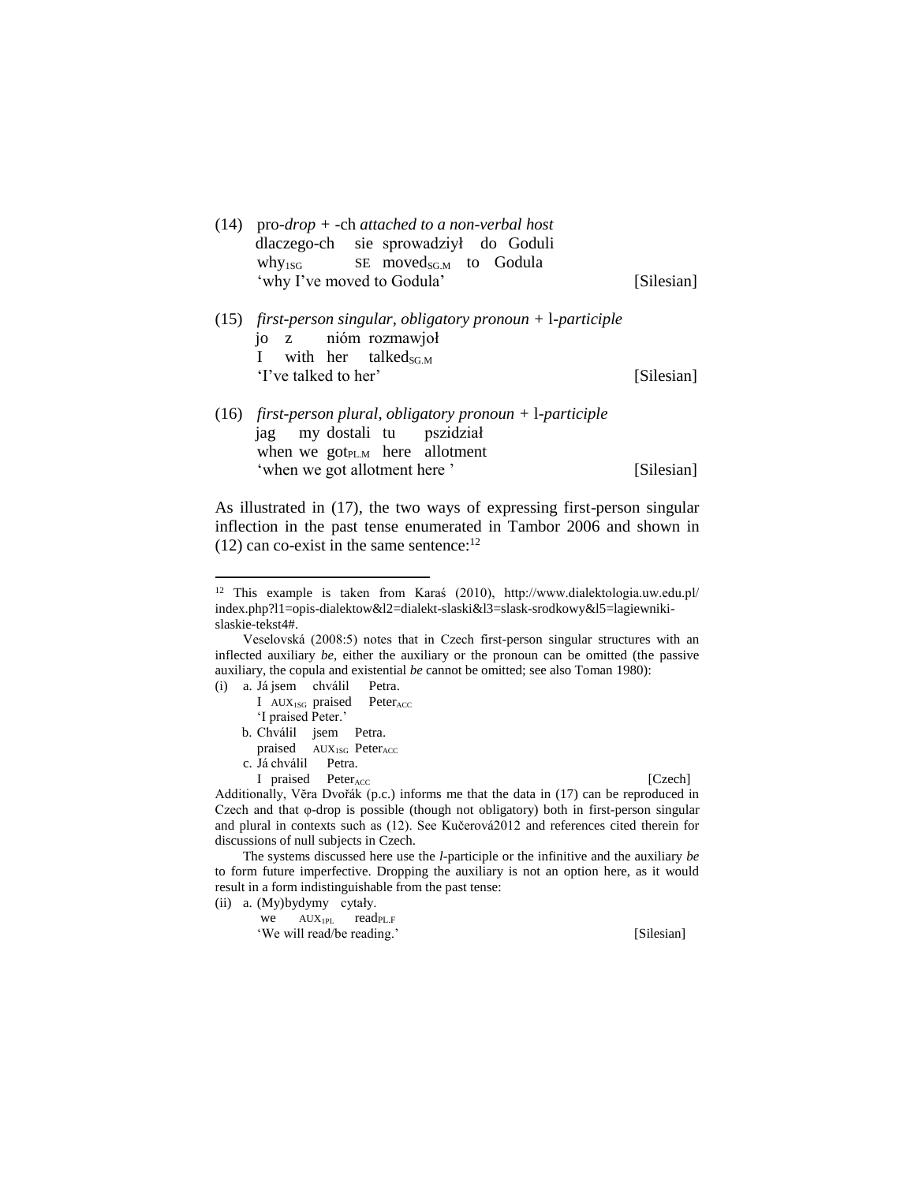(14) pro-*drop* + -ch *attached to a non-verbal host*

    dlaczego-ch    sie  sprowadziył   do  Goduli
    why1SG         SE   movedSG.M     to  Godula
    'why I've moved to Godula'                    [Silesian]

(15) *first-person singular, obligatory pronoun* + l-*participle*

    jo  z     nióm  rozmawjoł
    I   with  her   talkedSG.M
    'I've talked to her'                          [Silesian]

(16) *first-person plural, obligatory pronoun* + l-*participle*

    jag   my  dostali  tu    pszidział
    when  we  gotPL.M  here  allotment
    'when we got allotment here '                 [Silesian]

As illustrated in (17), the two ways of expressing first-person singular inflection in the past tense enumerated in Tambor 2006 and shown in (12) can co-exist in the same sentence:[12]

---

[12] This example is taken from Karaś (2010), http://www.dialektologia.uw.edu.pl/index.php?l1=opis-dialektow&l2=dialekt-slaski&l3=slask-srodkowy&l5=lagiewniki-slaskie-tekst4#.

Veselovská (2008:5) notes that in Czech first-person singular structures with an inflected auxiliary *be*, either the auxiliary or the pronoun can be omitted (the passive auxiliary, the copula and existential *be* cannot be omitted; see also Toman 1980):

(i) a. Já jsem    chválil   Petra.
       I  AUX1SG  praised   PeterACC
       'I praised Peter.'
    b. Chválil  jsem    Petra.
       praised  AUX1SG  PeterACC
    c. Já chválil  Petra.
       I  praised  PeterACC                       [Czech]

Additionally, Věra Dvořák (p.c.) informs me that the data in (17) can be reproduced in Czech and that φ-drop is possible (though not obligatory) both in first-person singular and plural in contexts such as (12). See Kučerová2012 and references cited therein for discussions of null subjects in Czech.

The systems discussed here use the *l*-participle or the infinitive and the auxiliary *be* to form future imperfective. Dropping the auxiliary is not an option here, as it would result in a form indistinguishable from the past tense:

(ii) a. (My)bydymy   cytały.
        we   AUX1PL  readPL.F
        'We will read/be reading.'               [Silesian]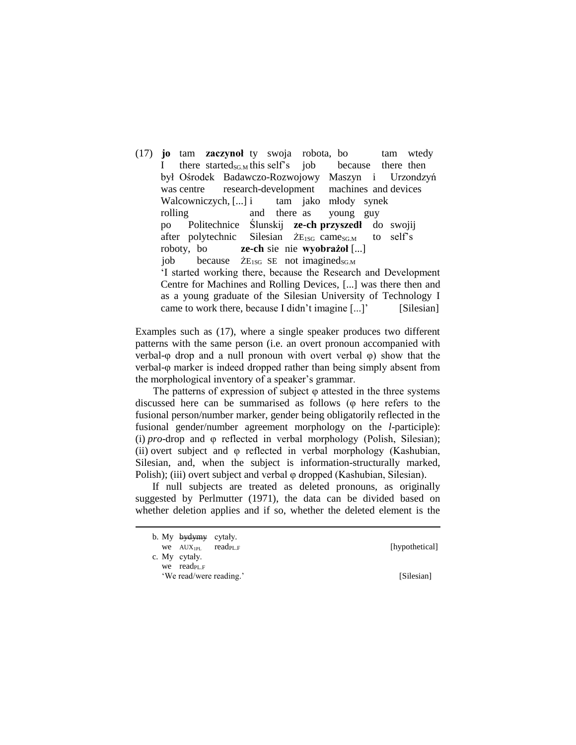(17) **jo** tam **zaczynoł** ty swoja robota, bo tam wtedy
I there started$_{SG.M}$ this self's job because there then
był Ośrodek Badawczo-Rozwojowy Maszyn i Urzondzyń
was centre research-development machines and devices
Walcowniczych, [...] i tam jako młody synek
rolling and there as young guy
po Politechnice Ślunskij **ze-ch przyszedł** do swojij
after polytechnic Silesian ŻE$_{1SG}$ came$_{SG.M}$ to self's
roboty, bo **ze-ch** sie nie **wyobrażoł** [...]
job because ŻE$_{1SG}$ SE not imagined$_{SG.M}$
'I started working there, because the Research and Development Centre for Machines and Rolling Devices, [...] was there then and as a young graduate of the Silesian University of Technology I came to work there, because I didn't imagine [...]' [Silesian]

Examples such as (17), where a single speaker produces two different patterns with the same person (i.e. an overt pronoun accompanied with verbal-φ drop and a null pronoun with overt verbal φ) show that the verbal-φ marker is indeed dropped rather than being simply absent from the morphological inventory of a speaker's grammar.

The patterns of expression of subject φ attested in the three systems discussed here can be summarised as follows (φ here refers to the fusional person/number marker, gender being obligatorily reflected in the fusional gender/number agreement morphology on the *l*-participle): (i) *pro*-drop and φ reflected in verbal morphology (Polish, Silesian); (ii) overt subject and φ reflected in verbal morphology (Kashubian, Silesian, and, when the subject is information-structurally marked, Polish); (iii) overt subject and verbal φ dropped (Kashubian, Silesian).

If null subjects are treated as deleted pronouns, as originally suggested by Perlmutter (1971), the data can be divided based on whether deletion applies and if so, whether the deleted element is the

---

b. My ~~bydymy~~ cytały.
we AUX$_{1PL}$ read$_{PL.F}$ [hypothetical]
c. My cytały.
we read$_{PL.F}$
'We read/were reading.' [Silesian]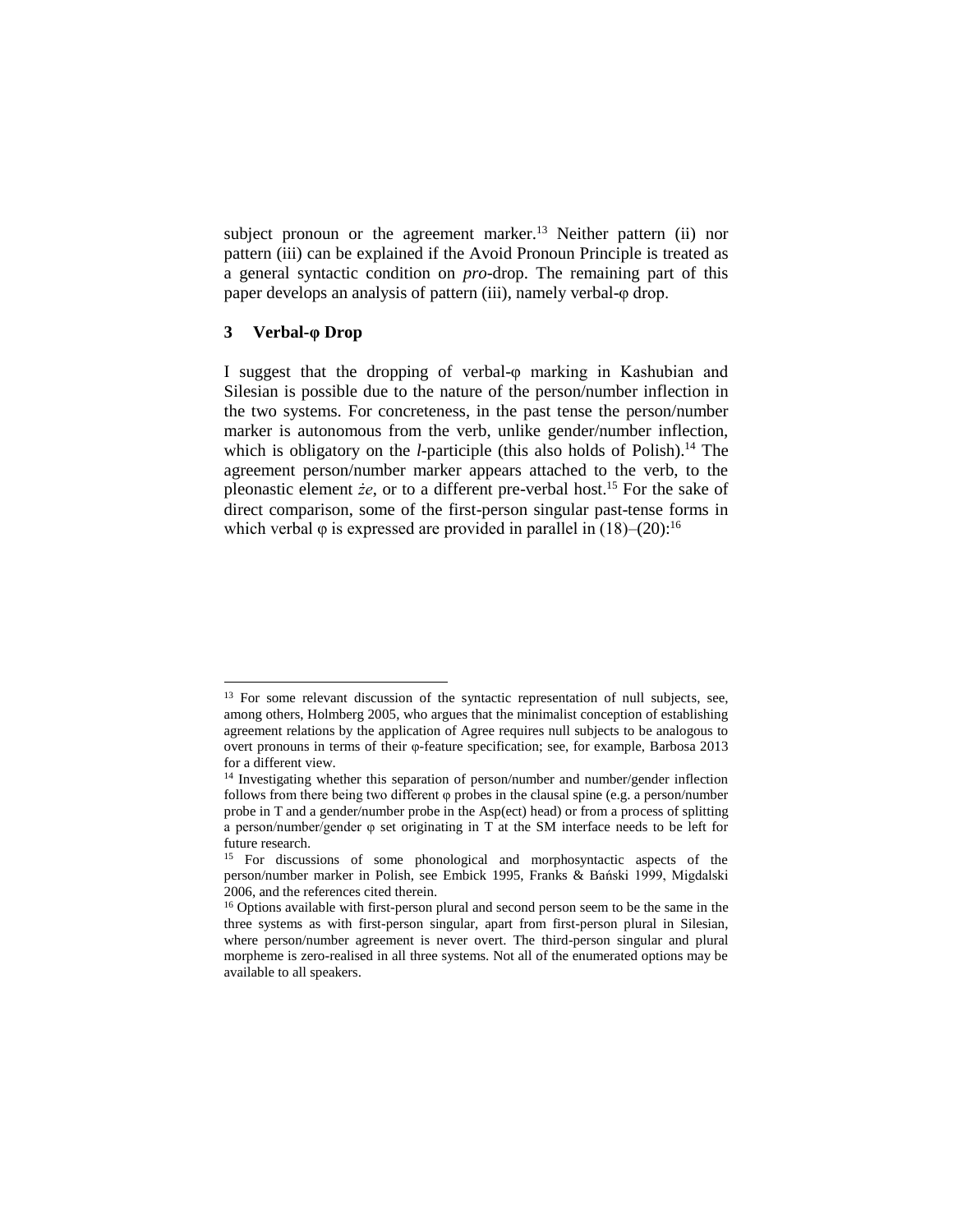subject pronoun or the agreement marker.[13] Neither pattern (ii) nor pattern (iii) can be explained if the Avoid Pronoun Principle is treated as a general syntactic condition on *pro*-drop. The remaining part of this paper develops an analysis of pattern (iii), namely verbal-φ drop.

## 3 Verbal-φ Drop

I suggest that the dropping of verbal-φ marking in Kashubian and Silesian is possible due to the nature of the person/number inflection in the two systems. For concreteness, in the past tense the person/number marker is autonomous from the verb, unlike gender/number inflection, which is obligatory on the *l*-participle (this also holds of Polish).[14] The agreement person/number marker appears attached to the verb, to the pleonastic element *że*, or to a different pre-verbal host.[15] For the sake of direct comparison, some of the first-person singular past-tense forms in which verbal φ is expressed are provided in parallel in (18)–(20):[16]

---

[13] For some relevant discussion of the syntactic representation of null subjects, see, among others, Holmberg 2005, who argues that the minimalist conception of establishing agreement relations by the application of Agree requires null subjects to be analogous to overt pronouns in terms of their φ-feature specification; see, for example, Barbosa 2013 for a different view.

[14] Investigating whether this separation of person/number and number/gender inflection follows from there being two different φ probes in the clausal spine (e.g. a person/number probe in T and a gender/number probe in the Asp(ect) head) or from a process of splitting a person/number/gender φ set originating in T at the SM interface needs to be left for future research.

[15] For discussions of some phonological and morphosyntactic aspects of the person/number marker in Polish, see Embick 1995, Franks & Bański 1999, Migdalski 2006, and the references cited therein.

[16] Options available with first-person plural and second person seem to be the same in the three systems as with first-person singular, apart from first-person plural in Silesian, where person/number agreement is never overt. The third-person singular and plural morpheme is zero-realised in all three systems. Not all of the enumerated options may be available to all speakers.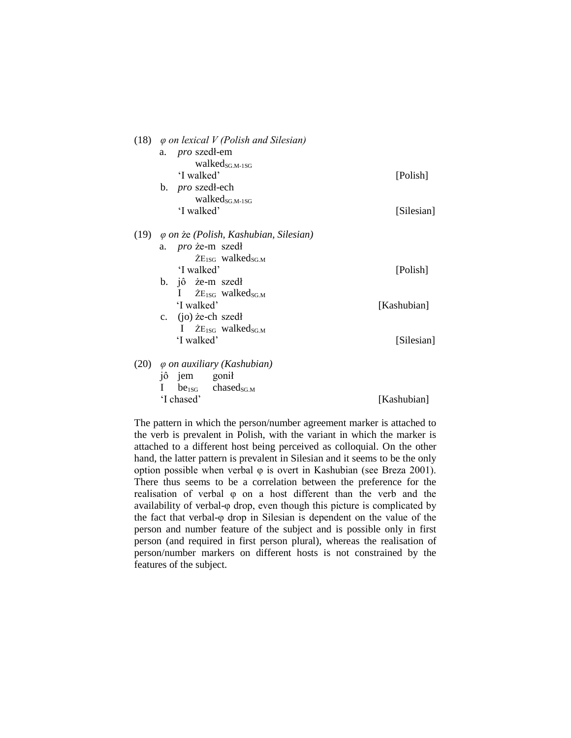(18) *φ on lexical V (Polish and Silesian)*

a. *pro* szedł-em
   walked$_{SG.M-1SG}$
   'I walked' [Polish]

b. *pro* szedł-ech
   walked$_{SG.M-1SG}$
   'I walked' [Silesian]

(19) *φ on* że *(Polish, Kashubian, Silesian)*

a. *pro* że-m szedł
   ŻE$_{1SG}$ walked$_{SG.M}$
   'I walked' [Polish]

b. jô że-m szedł
   I ŻE$_{1SG}$ walked$_{SG.M}$
   'I walked' [Kashubian]

c. (jo) że-ch szedł
   I ŻE$_{1SG}$ walked$_{SG.M}$
   'I walked' [Silesian]

(20) *φ on auxiliary (Kashubian)*

jô jem gonił
I be$_{1SG}$ chased$_{SG.M}$
'I chased' [Kashubian]

The pattern in which the person/number agreement marker is attached to the verb is prevalent in Polish, with the variant in which the marker is attached to a different host being perceived as colloquial. On the other hand, the latter pattern is prevalent in Silesian and it seems to be the only option possible when verbal φ is overt in Kashubian (see Breza 2001). There thus seems to be a correlation between the preference for the realisation of verbal φ on a host different than the verb and the availability of verbal-φ drop, even though this picture is complicated by the fact that verbal-φ drop in Silesian is dependent on the value of the person and number feature of the subject and is possible only in first person (and required in first person plural), whereas the realisation of person/number markers on different hosts is not constrained by the features of the subject.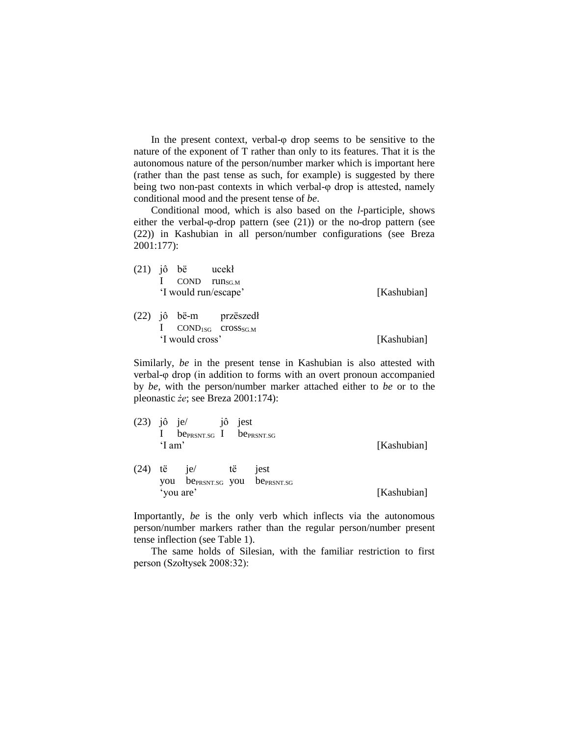In the present context, verbal-φ drop seems to be sensitive to the nature of the exponent of T rather than only to its features. That it is the autonomous nature of the person/number marker which is important here (rather than the past tense as such, for example) is suggested by there being two non-past contexts in which verbal-φ drop is attested, namely conditional mood and the present tense of *be*.

Conditional mood, which is also based on the *l*-participle, shows either the verbal-φ-drop pattern (see (21)) or the no-drop pattern (see (22)) in Kashubian in all person/number configurations (see Breza 2001:177):

(21) jô bë ucekł
I COND run$_{SG.M}$
'I would run/escape' [Kashubian]

(22) jô bë-m przëszedł
I COND$_{1SG}$ cross$_{SG.M}$
'I would cross' [Kashubian]

Similarly, *be* in the present tense in Kashubian is also attested with verbal-φ drop (in addition to forms with an overt pronoun accompanied by *be*, with the person/number marker attached either to *be* or to the pleonastic *że*; see Breza 2001:174):

(23) jô je/ jô jest
I be$_{PRSNT.SG}$ I be$_{PRSNT.SG}$
'I am' [Kashubian]

(24) të je/ të jest
you be$_{PRSNT.SG}$ you be$_{PRSNT.SG}$
'you are' [Kashubian]

Importantly, *be* is the only verb which inflects via the autonomous person/number markers rather than the regular person/number present tense inflection (see Table 1).

The same holds of Silesian, with the familiar restriction to first person (Szołtysek 2008:32):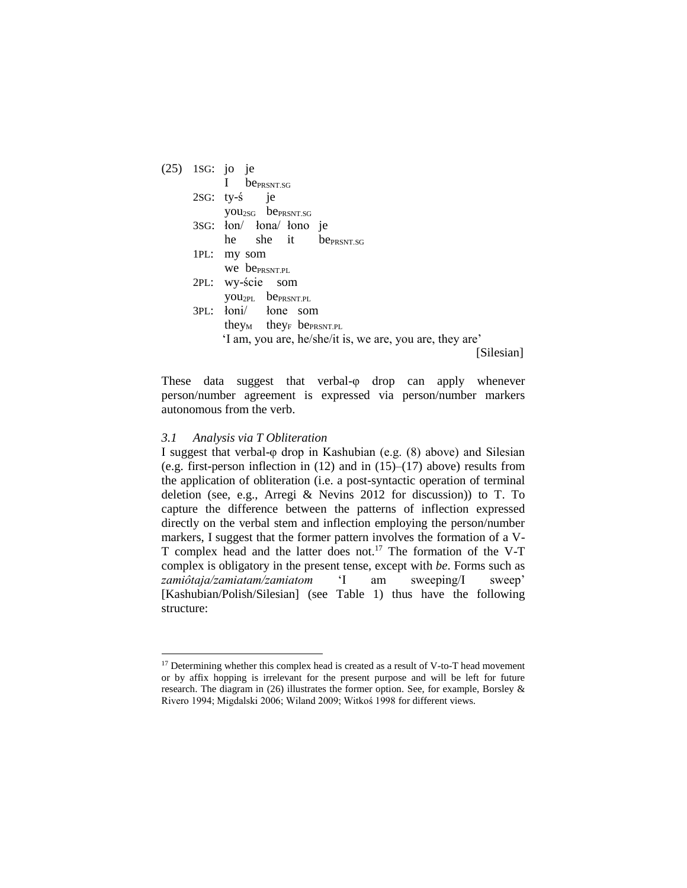(25) 1SG: jo je
I $\text{be}_{\text{PRSNT.SG}}$
2SG: ty-ś je
$\text{you}_{\text{2SG}}$ $\text{be}_{\text{PRSNT.SG}}$
3SG: łon/ łona/ łono je
he she it $\text{be}_{\text{PRSNT.SG}}$
1PL: my som
we $\text{be}_{\text{PRSNT.PL}}$
2PL: wy-ście som
$\text{you}_{\text{2PL}}$ $\text{be}_{\text{PRSNT.PL}}$
3PL: łoni/ łone som
$\text{they}_{\text{M}}$ $\text{they}_{\text{F}}$ $\text{be}_{\text{PRSNT.PL}}$
'I am, you are, he/she/it is, we are, you are, they are'
[Silesian]

These data suggest that verbal-φ drop can apply whenever person/number agreement is expressed via person/number markers autonomous from the verb.

### *3.1 Analysis via T Obliteration*

I suggest that verbal-φ drop in Kashubian (e.g. (8) above) and Silesian (e.g. first-person inflection in (12) and in (15)–(17) above) results from the application of obliteration (i.e. a post-syntactic operation of terminal deletion (see, e.g., Arregi & Nevins 2012 for discussion)) to T. To capture the difference between the patterns of inflection expressed directly on the verbal stem and inflection employing the person/number markers, I suggest that the former pattern involves the formation of a V-T complex head and the latter does not.[17] The formation of the V-T complex is obligatory in the present tense, except with *be*. Forms such as *zamiôtaja/zamiatam/zamiatom* 'I am sweeping/I sweep' [Kashubian/Polish/Silesian] (see Table 1) thus have the following structure:

[17] Determining whether this complex head is created as a result of V-to-T head movement or by affix hopping is irrelevant for the present purpose and will be left for future research. The diagram in (26) illustrates the former option. See, for example, Borsley & Rivero 1994; Migdalski 2006; Wiland 2009; Witkoś 1998 for different views.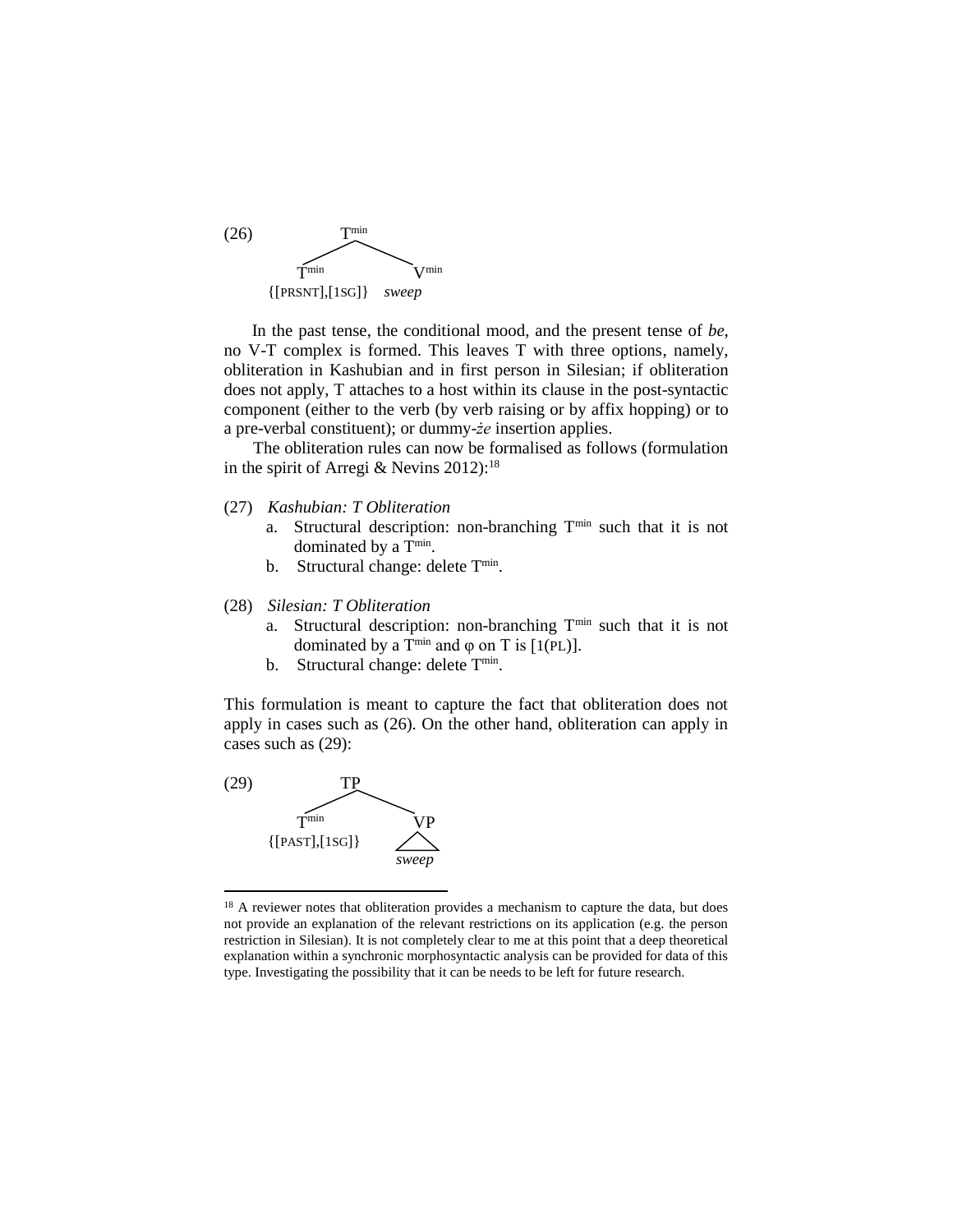(26) 

```
              T^min
            /       \
       T^min         V^min
{[PRSNT],[1SG]}      sweep
```

In the past tense, the conditional mood, and the present tense of *be*, no V-T complex is formed. This leaves T with three options, namely, obliteration in Kashubian and in first person in Silesian; if obliteration does not apply, T attaches to a host within its clause in the post-syntactic component (either to the verb (by verb raising or by affix hopping) or to a pre-verbal constituent); or dummy-*że* insertion applies.

The obliteration rules can now be formalised as follows (formulation in the spirit of Arregi & Nevins 2012):[18]

(27) *Kashubian: T Obliteration*

  a. Structural description: non-branching $T^{min}$ such that it is not dominated by a $T^{min}$.

  b. Structural change: delete $T^{min}$.

(28) *Silesian: T Obliteration*

  a. Structural description: non-branching $T^{min}$ such that it is not dominated by a $T^{min}$ and φ on T is [1(PL)].

  b. Structural change: delete $T^{min}$.

This formulation is meant to capture the fact that obliteration does not apply in cases such as (26). On the other hand, obliteration can apply in cases such as (29):

(29)

```
              TP
            /    \
       T^min      VP
{[PAST],[1SG]}    /\
                 sweep
```

[18] A reviewer notes that obliteration provides a mechanism to capture the data, but does not provide an explanation of the relevant restrictions on its application (e.g. the person restriction in Silesian). It is not completely clear to me at this point that a deep theoretical explanation within a synchronic morphosyntactic analysis can be provided for data of this type. Investigating the possibility that it can be needs to be left for future research.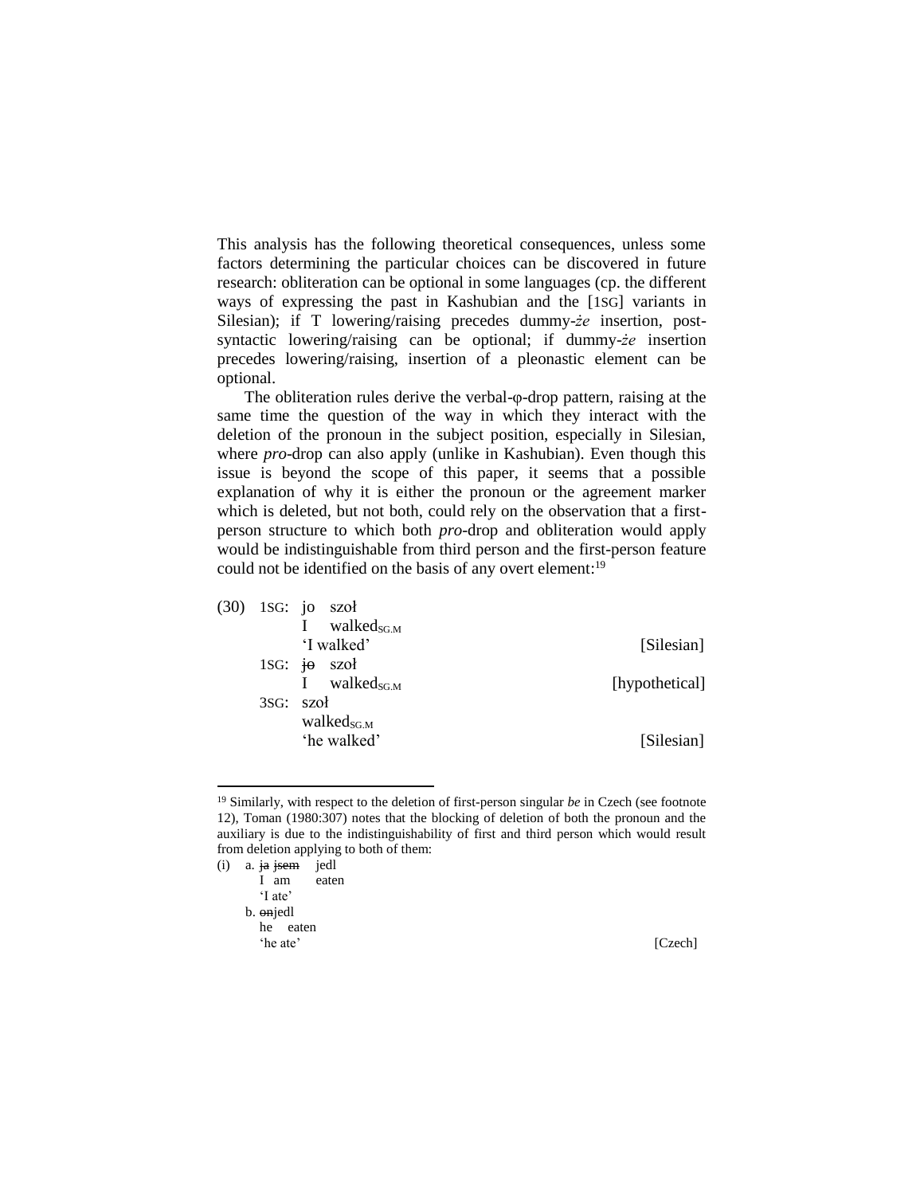This analysis has the following theoretical consequences, unless some factors determining the particular choices can be discovered in future research: obliteration can be optional in some languages (cp. the different ways of expressing the past in Kashubian and the [1SG] variants in Silesian); if T lowering/raising precedes dummy-*że* insertion, post-syntactic lowering/raising can be optional; if dummy-*że* insertion precedes lowering/raising, insertion of a pleonastic element can be optional.

The obliteration rules derive the verbal-φ-drop pattern, raising at the same time the question of the way in which they interact with the deletion of the pronoun in the subject position, especially in Silesian, where *pro*-drop can also apply (unlike in Kashubian). Even though this issue is beyond the scope of this paper, it seems that a possible explanation of why it is either the pronoun or the agreement marker which is deleted, but not both, could rely on the observation that a first-person structure to which both *pro*-drop and obliteration would apply would be indistinguishable from third person and the first-person feature could not be identified on the basis of any overt element:[19]

(30) 1SG: jo szoł
I walked$_{SG.M}$
'I walked' [Silesian]

1SG: ~~jo~~ szoł
I walked$_{SG.M}$ [hypothetical]

3SG: szoł
walked$_{SG.M}$
'he walked' [Silesian]

---

[19] Similarly, with respect to the deletion of first-person singular *be* in Czech (see footnote 12), Toman (1980:307) notes that the blocking of deletion of both the pronoun and the auxiliary is due to the indistinguishability of first and third person which would result from deletion applying to both of them:

(i) a. ~~ja~~ ~~jsem~~ jedl
I am eaten
'I ate'

b. ~~on~~jedl
he eaten
'he ate' [Czech]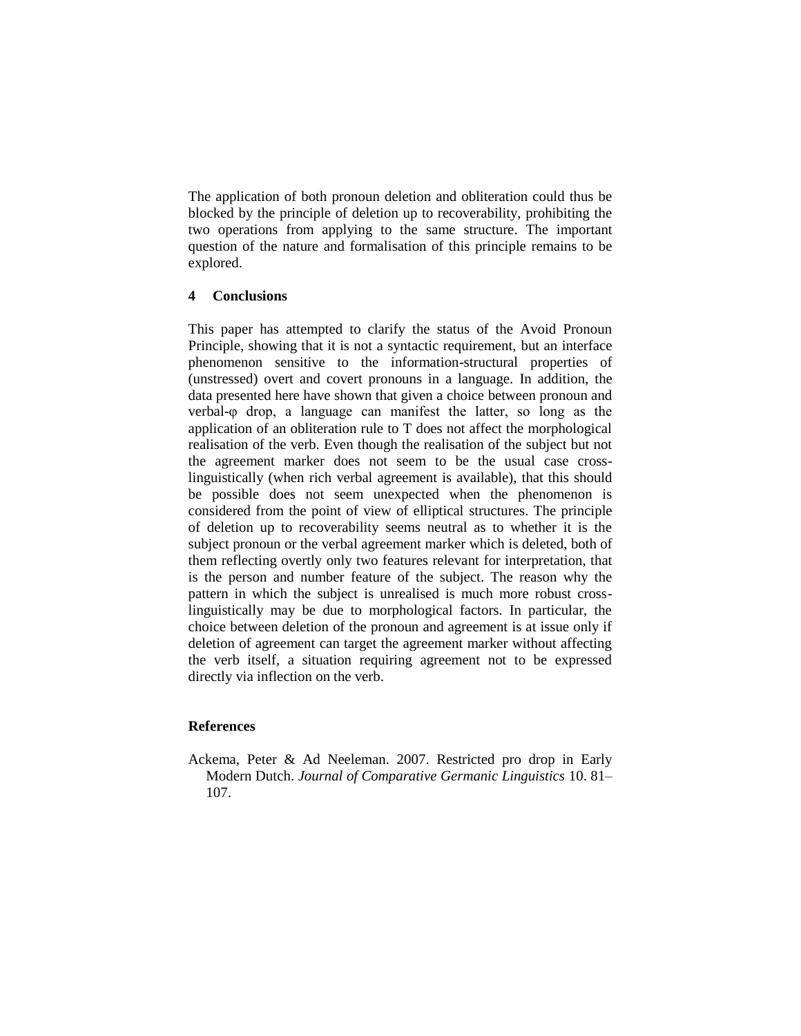The application of both pronoun deletion and obliteration could thus be blocked by the principle of deletion up to recoverability, prohibiting the two operations from applying to the same structure. The important question of the nature and formalisation of this principle remains to be explored.

## 4 Conclusions

This paper has attempted to clarify the status of the Avoid Pronoun Principle, showing that it is not a syntactic requirement, but an interface phenomenon sensitive to the information-structural properties of (unstressed) overt and covert pronouns in a language. In addition, the data presented here have shown that given a choice between pronoun and verbal-φ drop, a language can manifest the latter, so long as the application of an obliteration rule to T does not affect the morphological realisation of the verb. Even though the realisation of the subject but not the agreement marker does not seem to be the usual case cross-linguistically (when rich verbal agreement is available), that this should be possible does not seem unexpected when the phenomenon is considered from the point of view of elliptical structures. The principle of deletion up to recoverability seems neutral as to whether it is the subject pronoun or the verbal agreement marker which is deleted, both of them reflecting overtly only two features relevant for interpretation, that is the person and number feature of the subject. The reason why the pattern in which the subject is unrealised is much more robust cross-linguistically may be due to morphological factors. In particular, the choice between deletion of the pronoun and agreement is at issue only if deletion of agreement can target the agreement marker without affecting the verb itself, a situation requiring agreement not to be expressed directly via inflection on the verb.

## References

Ackema, Peter & Ad Neeleman. 2007. Restricted pro drop in Early Modern Dutch. *Journal of Comparative Germanic Linguistics* 10. 81–107.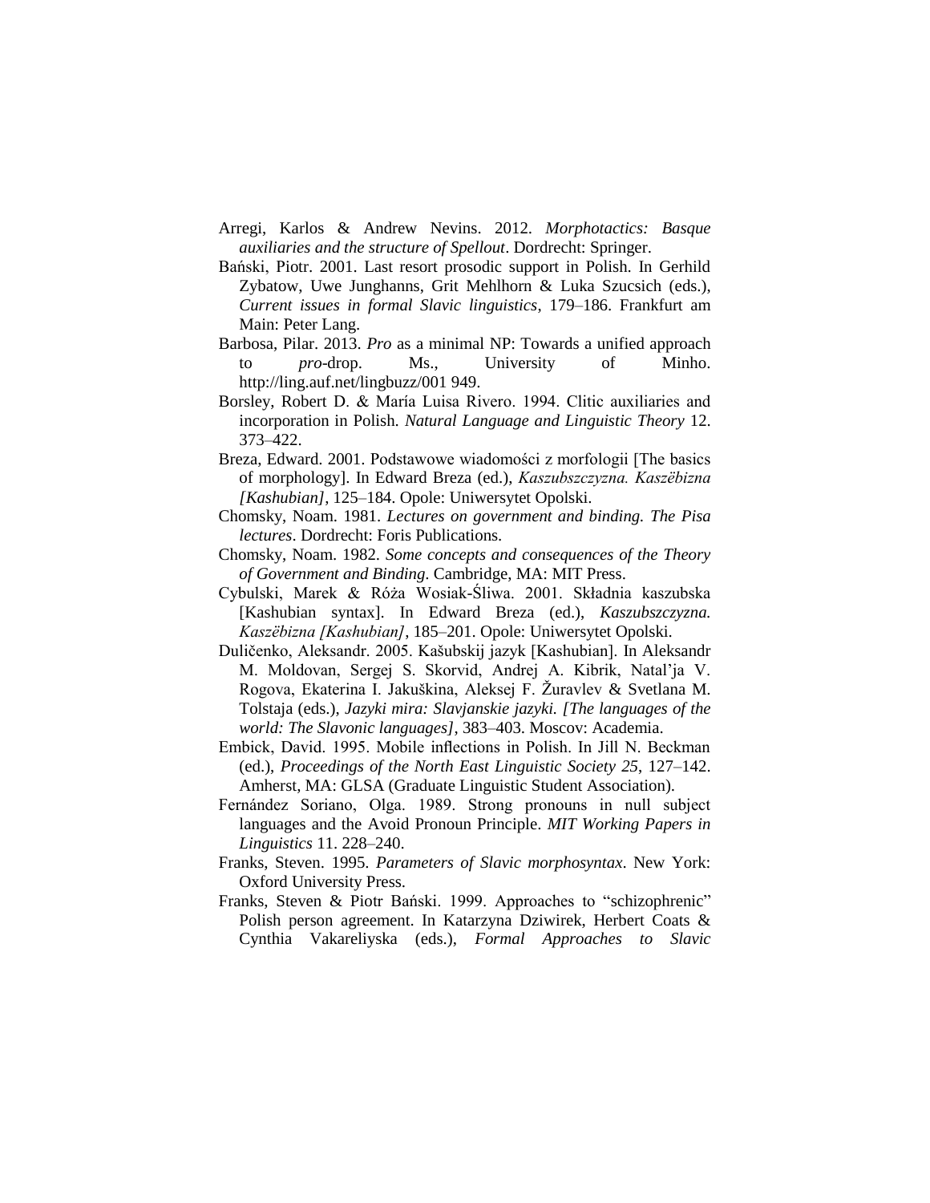Arregi, Karlos & Andrew Nevins. 2012. *Morphotactics: Basque auxiliaries and the structure of Spellout*. Dordrecht: Springer.

Bański, Piotr. 2001. Last resort prosodic support in Polish. In Gerhild Zybatow, Uwe Junghanns, Grit Mehlhorn & Luka Szucsich (eds.), *Current issues in formal Slavic linguistics*, 179–186. Frankfurt am Main: Peter Lang.

Barbosa, Pilar. 2013. *Pro* as a minimal NP: Towards a unified approach to *pro*-drop. Ms., University of Minho. http://ling.auf.net/lingbuzz/001 949.

Borsley, Robert D. & María Luisa Rivero. 1994. Clitic auxiliaries and incorporation in Polish. *Natural Language and Linguistic Theory* 12. 373–422.

Breza, Edward. 2001. Podstawowe wiadomości z morfologii [The basics of morphology]. In Edward Breza (ed.), *Kaszubszczyzna. Kaszëbizna [Kashubian]*, 125–184. Opole: Uniwersytet Opolski.

Chomsky, Noam. 1981. *Lectures on government and binding. The Pisa lectures*. Dordrecht: Foris Publications.

Chomsky, Noam. 1982. *Some concepts and consequences of the Theory of Government and Binding*. Cambridge, MA: MIT Press.

Cybulski, Marek & Róża Wosiak-Śliwa. 2001. Składnia kaszubska [Kashubian syntax]. In Edward Breza (ed.), *Kaszubszczyzna. Kaszëbizna [Kashubian]*, 185–201. Opole: Uniwersytet Opolski.

Duličenko, Aleksandr. 2005. Kašubskij jazyk [Kashubian]. In Aleksandr M. Moldovan, Sergej S. Skorvid, Andrej A. Kibrik, Natal'ja V. Rogova, Ekaterina I. Jakuškina, Aleksej F. Žuravlev & Svetlana M. Tolstaja (eds.), *Jazyki mira: Slavjanskie jazyki. [The languages of the world: The Slavonic languages]*, 383–403. Moscov: Academia.

Embick, David. 1995. Mobile inflections in Polish. In Jill N. Beckman (ed.), *Proceedings of the North East Linguistic Society 25*, 127–142. Amherst, MA: GLSA (Graduate Linguistic Student Association).

Fernández Soriano, Olga. 1989. Strong pronouns in null subject languages and the Avoid Pronoun Principle. *MIT Working Papers in Linguistics* 11. 228–240.

Franks, Steven. 1995. *Parameters of Slavic morphosyntax*. New York: Oxford University Press.

Franks, Steven & Piotr Bański. 1999. Approaches to "schizophrenic" Polish person agreement. In Katarzyna Dziwirek, Herbert Coats & Cynthia Vakareliyska (eds.), *Formal Approaches to Slavic*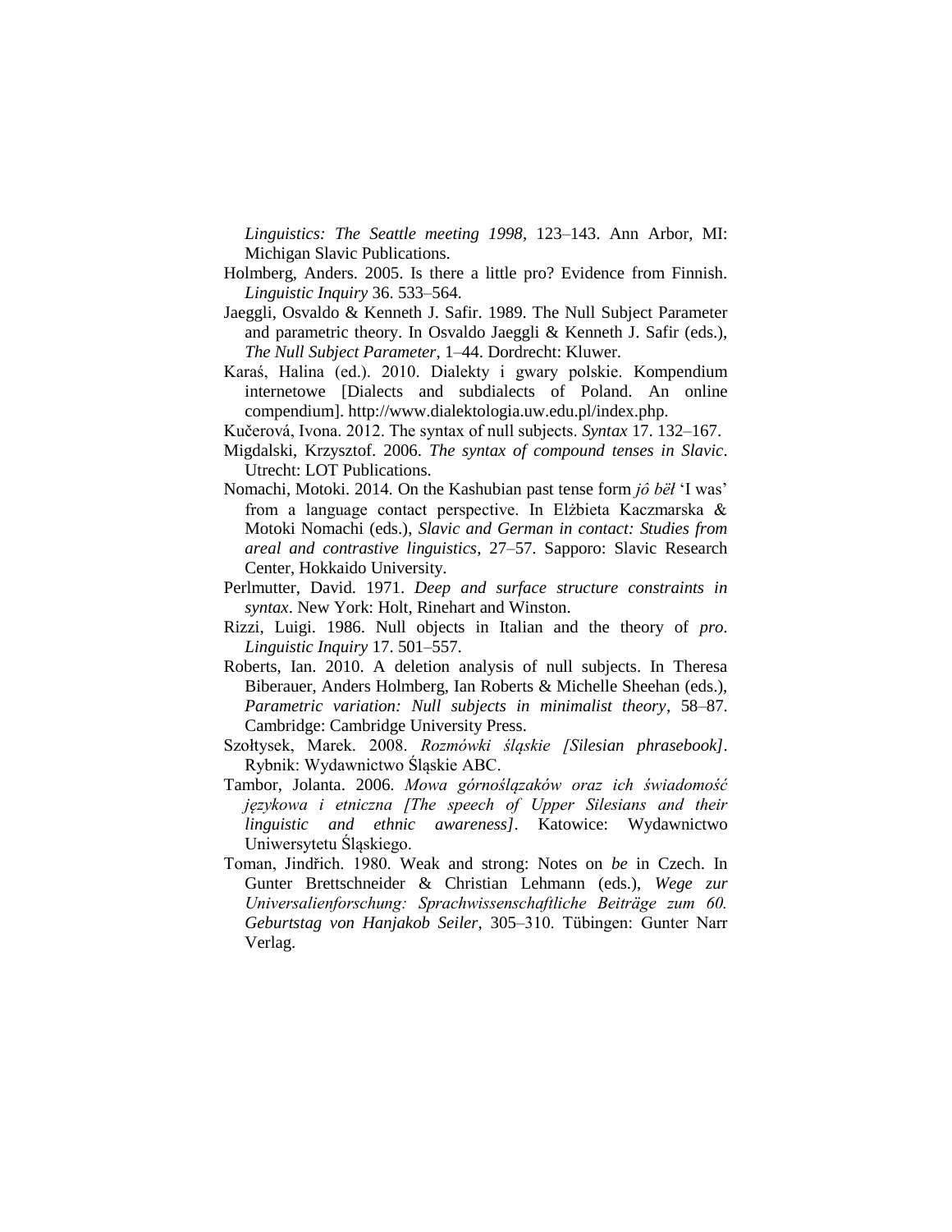*Linguistics: The Seattle meeting 1998*, 123–143. Ann Arbor, MI: Michigan Slavic Publications.

Holmberg, Anders. 2005. Is there a little pro? Evidence from Finnish. *Linguistic Inquiry* 36. 533–564.

Jaeggli, Osvaldo & Kenneth J. Safir. 1989. The Null Subject Parameter and parametric theory. In Osvaldo Jaeggli & Kenneth J. Safir (eds.), *The Null Subject Parameter*, 1–44. Dordrecht: Kluwer.

Karaś, Halina (ed.). 2010. Dialekty i gwary polskie. Kompendium internetowe [Dialects and subdialects of Poland. An online compendium]. http://www.dialektologia.uw.edu.pl/index.php.

Kučerová, Ivona. 2012. The syntax of null subjects. *Syntax* 17. 132–167.

Migdalski, Krzysztof. 2006. *The syntax of compound tenses in Slavic*. Utrecht: LOT Publications.

Nomachi, Motoki. 2014. On the Kashubian past tense form *jô bëł* 'I was' from a language contact perspective. In Elżbieta Kaczmarska & Motoki Nomachi (eds.), *Slavic and German in contact: Studies from areal and contrastive linguistics*, 27–57. Sapporo: Slavic Research Center, Hokkaido University.

Perlmutter, David. 1971. *Deep and surface structure constraints in syntax*. New York: Holt, Rinehart and Winston.

Rizzi, Luigi. 1986. Null objects in Italian and the theory of *pro*. *Linguistic Inquiry* 17. 501–557.

Roberts, Ian. 2010. A deletion analysis of null subjects. In Theresa Biberauer, Anders Holmberg, Ian Roberts & Michelle Sheehan (eds.), *Parametric variation: Null subjects in minimalist theory*, 58–87. Cambridge: Cambridge University Press.

Szołtysek, Marek. 2008. *Rozmówki śląskie [Silesian phrasebook]*. Rybnik: Wydawnictwo Śląskie ABC.

Tambor, Jolanta. 2006. *Mowa górnoślązaków oraz ich świadomość językowa i etniczna [The speech of Upper Silesians and their linguistic and ethnic awareness]*. Katowice: Wydawnictwo Uniwersytetu Śląskiego.

Toman, Jindřich. 1980. Weak and strong: Notes on *be* in Czech. In Gunter Brettschneider & Christian Lehmann (eds.), *Wege zur Universalienforschung: Sprachwissenschaftliche Beiträge zum 60. Geburtstag von Hanjakob Seiler*, 305–310. Tübingen: Gunter Narr Verlag.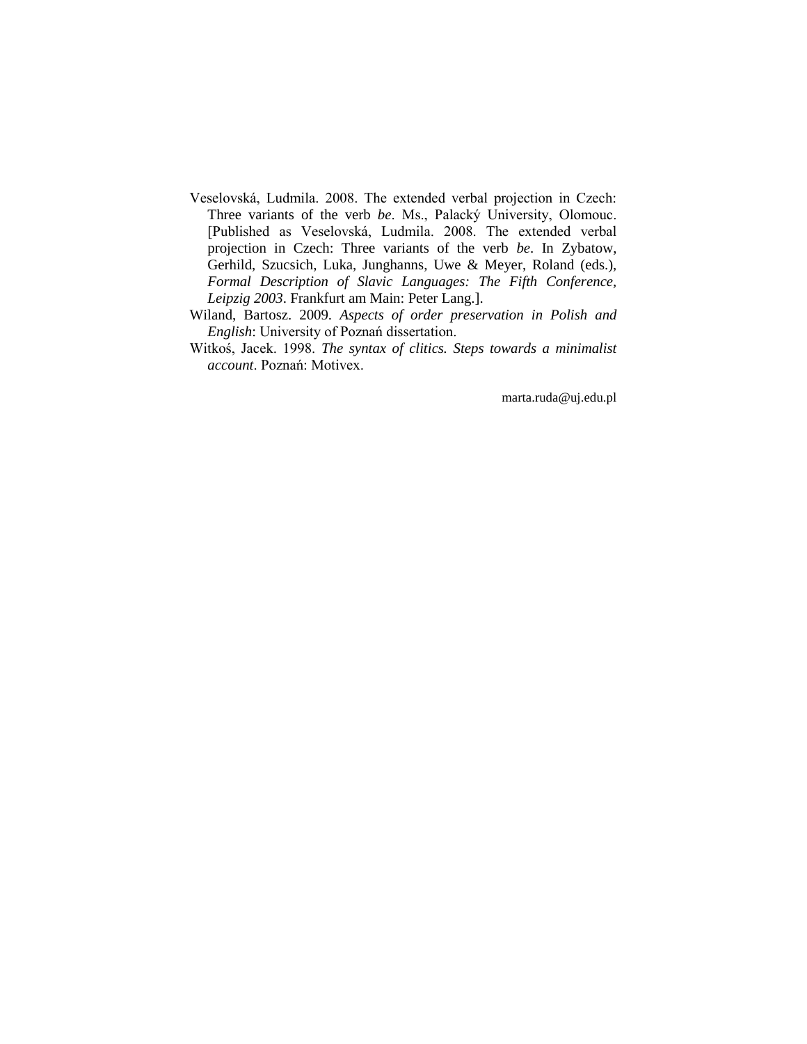Veselovská, Ludmila. 2008. The extended verbal projection in Czech: Three variants of the verb *be*. Ms., Palacký University, Olomouc. [Published as Veselovská, Ludmila. 2008. The extended verbal projection in Czech: Three variants of the verb *be*. In Zybatow, Gerhild, Szucsich, Luka, Junghanns, Uwe & Meyer, Roland (eds.), *Formal Description of Slavic Languages: The Fifth Conference, Leipzig 2003*. Frankfurt am Main: Peter Lang.].

Wiland, Bartosz. 2009. *Aspects of order preservation in Polish and English*: University of Poznań dissertation.

Witkoś, Jacek. 1998. *The syntax of clitics. Steps towards a minimalist account*. Poznań: Motivex.

marta.ruda@uj.edu.pl